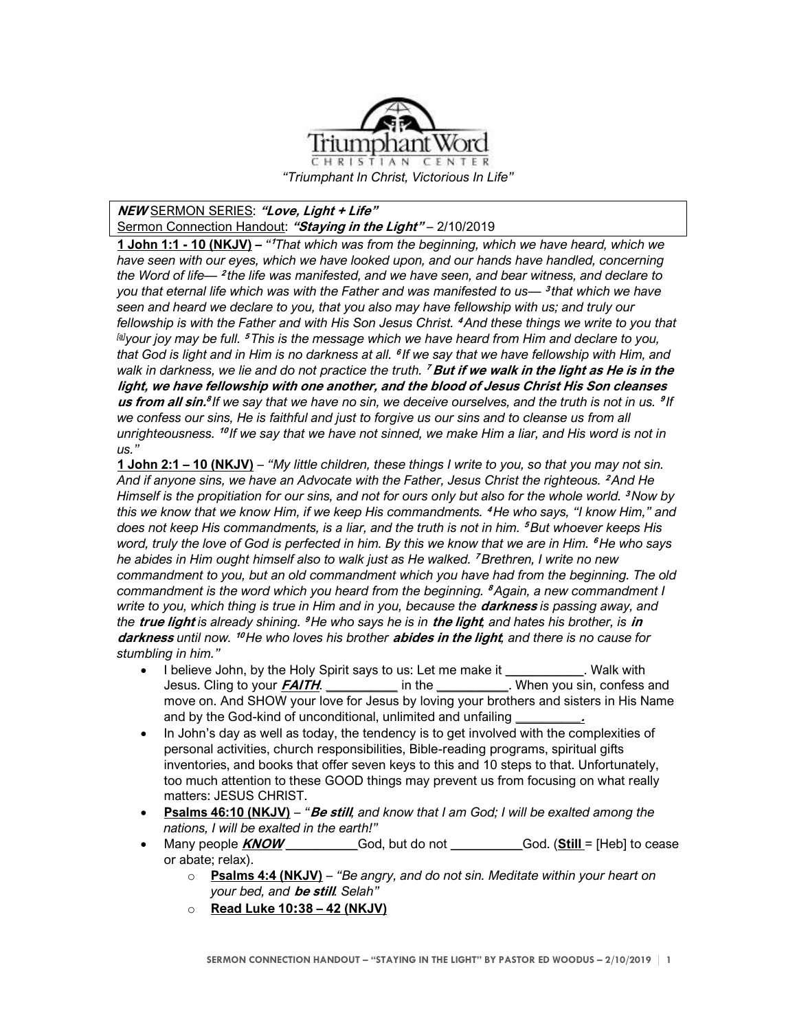Triumphant Word
CHRISTIAN CENTER

*"Triumphant In Christ, Victorious In Life"*

***NEW*** SERMON SERIES: ***"Love, Light + Life"***
Sermon Connection Handout: ***"Staying in the Light"*** – 2/10/2019

**1 John 1:1 - 10 (NKJV)** – *"[1]That which was from the beginning, which we have heard, which we have seen with our eyes, which we have looked upon, and our hands have handled, concerning the Word of life— [2]the life was manifested, and we have seen, and bear witness, and declare to you that eternal life which was with the Father and was manifested to us— [3]that which we have seen and heard we declare to you, that you also may have fellowship with us; and truly our fellowship is with the Father and with His Son Jesus Christ. [4]And these things we write to you that [a]your joy may be full. [5]This is the message which we have heard from Him and declare to you, that God is light and in Him is no darkness at all. [6]If we say that we have fellowship with Him, and walk in darkness, we lie and do not practice the truth. [7]* ***But if we walk in the light as He is in the light, we have fellowship with one another, and the blood of Jesus Christ His Son cleanses us from all sin.*** *[8]If we say that we have no sin, we deceive ourselves, and the truth is not in us. [9]If we confess our sins, He is faithful and just to forgive us our sins and to cleanse us from all unrighteousness. [10]If we say that we have not sinned, we make Him a liar, and His word is not in us."*

**1 John 2:1 – 10 (NKJV)** – *"My little children, these things I write to you, so that you may not sin. And if anyone sins, we have an Advocate with the Father, Jesus Christ the righteous. [2]And He Himself is the propitiation for our sins, and not for ours only but also for the whole world. [3]Now by this we know that we know Him, if we keep His commandments. [4]He who says, "I know Him," and does not keep His commandments, is a liar, and the truth is not in him. [5]But whoever keeps His word, truly the love of God is perfected in him. By this we know that we are in Him. [6]He who says he abides in Him ought himself also to walk just as He walked. [7]Brethren, I write no new commandment to you, but an old commandment which you have had from the beginning. The old commandment is the word which you heard from the beginning. [8]Again, a new commandment I write to you, which thing is true in Him and in you, because the* ***darkness*** *is passing away, and the* ***true light*** *is already shining. [9]He who says he is in* ***the light****, and hates his brother, is* ***in darkness*** *until now. [10]He who loves his brother* ***abides in the light****, and there is no cause for stumbling in him."*

- I believe John, by the Holy Spirit says to us: Let me make it ___________. Walk with Jesus. Cling to your ***FAITH***. __________ in the __________. When you sin, confess and move on. And SHOW your love for Jesus by loving your brothers and sisters in His Name and by the God-kind of unconditional, unlimited and unfailing _________.
- In John's day as well as today, the tendency is to get involved with the complexities of personal activities, church responsibilities, Bible-reading programs, spiritual gifts inventories, and books that offer seven keys to this and 10 steps to that. Unfortunately, too much attention to these GOOD things may prevent us from focusing on what really matters: JESUS CHRIST.
- **Psalms 46:10 (NKJV)** – *"**Be still**, and know that I am God; I will be exalted among the nations, I will be exalted in the earth!"*
- Many people ***KNOW*** __________God, but do not __________God. (**Still** = [Heb] to cease or abate; relax).
  - **Psalms 4:4 (NKJV)** – *"Be angry, and do not sin. Meditate within your heart on your bed, and **be still**. Selah"*
  - **Read Luke 10:38 – 42 (NKJV)**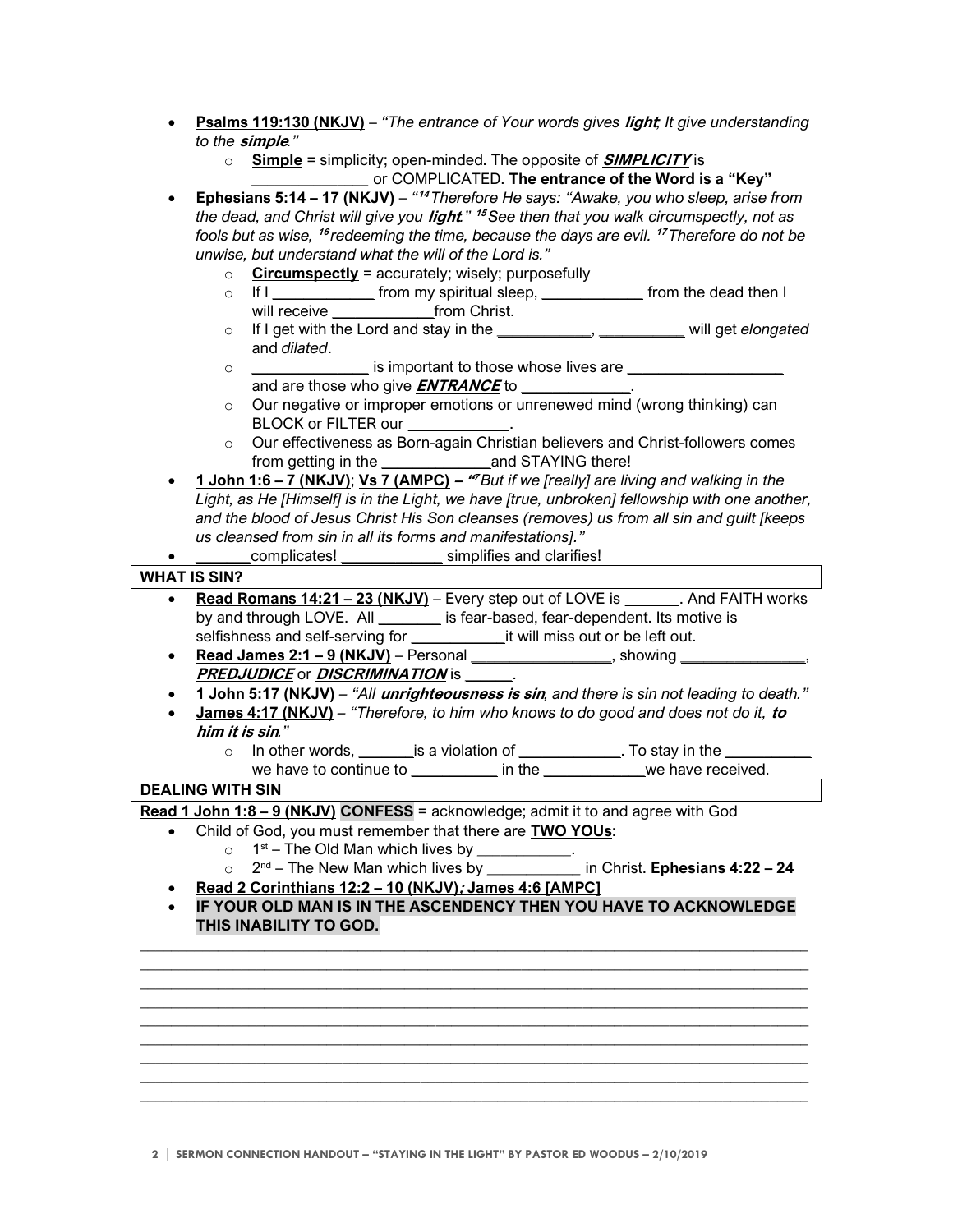- **Psalms 119:130 (NKJV)** – *"The entrance of Your words gives **light**; It give understanding to the **simple**."*
  - **Simple** = simplicity; open-minded. The opposite of ***SIMPLICITY*** is ______________ or COMPLICATED. **The entrance of the Word is a "Key"**
- **Ephesians 5:14 – 17 (NKJV)** – *"14 Therefore He says: "Awake, you who sleep, arise from the dead, and Christ will give you **light**." 15 See then that you walk circumspectly, not as fools but as wise, 16 redeeming the time, because the days are evil. 17 Therefore do not be unwise, but understand what the will of the Lord is."*
  - **Circumspectly** = accurately; wisely; purposefully
  - If I ____________ from my spiritual sleep, ____________ from the dead then I will receive ____________from Christ.
  - If I get with the Lord and stay in the ___________, __________ will get *elongated* and *dilated*.
  - ______________ is important to those whose lives are ___________________ and are those who give ***ENTRANCE*** to _____________.
  - Our negative or improper emotions or unrenewed mind (wrong thinking) can BLOCK or FILTER our ____________.
  - Our effectiveness as Born-again Christian believers and Christ-followers comes from getting in the _____________and STAYING there!
- **1 John 1:6 – 7 (NKJV)**; **Vs 7 (AMPC)** – *"7 But if we [really] are living and walking in the Light, as He [Himself] is in the Light, we have [true, unbroken] fellowship with one another, and the blood of Jesus Christ His Son cleanses (removes) us from all sin and guilt [keeps us cleansed from sin in all its forms and manifestations]."*
- _______complicates! ____________ simplifies and clarifies!

**WHAT IS SIN?**

- **Read Romans 14:21 – 23 (NKJV)** – Every step out of LOVE is _______. And FAITH works by and through LOVE. All ________ is fear-based, fear-dependent. Its motive is selfishness and self-serving for ___________it will miss out or be left out.
- **Read James 2:1 – 9 (NKJV)** – Personal ________________, showing _______________, ***PREDJUDICE*** or ***DISCRIMINATION*** is ______.
- **1 John 5:17 (NKJV)** – *"All **unrighteousness is sin**, and there is sin not leading to death."*
- **James 4:17 (NKJV)** – *"Therefore, to him who knows to do good and does not do it, **to him it is sin**."*
  - In other words, _______is a violation of ____________. To stay in the __________ we have to continue to __________ in the ____________we have received.

**DEALING WITH SIN**

**Read 1 John 1:8 – 9 (NKJV)** **CONFESS** = acknowledge; admit it to and agree with God

- Child of God, you must remember that there are **TWO YOUs**:
  - 1st – The Old Man which lives by ___________.
  - 2nd – The New Man which lives by ___________ in Christ. **Ephesians 4:22 – 24**
- **Read 2 Corinthians 12:2 – 10 (NKJV); James 4:6 [AMPC]**
- **IF YOUR OLD MAN IS IN THE ASCENDENCY THEN YOU HAVE TO ACKNOWLEDGE THIS INABILITY TO GOD.**

______________________________________________________________________________
______________________________________________________________________________
______________________________________________________________________________
______________________________________________________________________________
______________________________________________________________________________
______________________________________________________________________________
______________________________________________________________________________
______________________________________________________________________________
______________________________________________________________________________